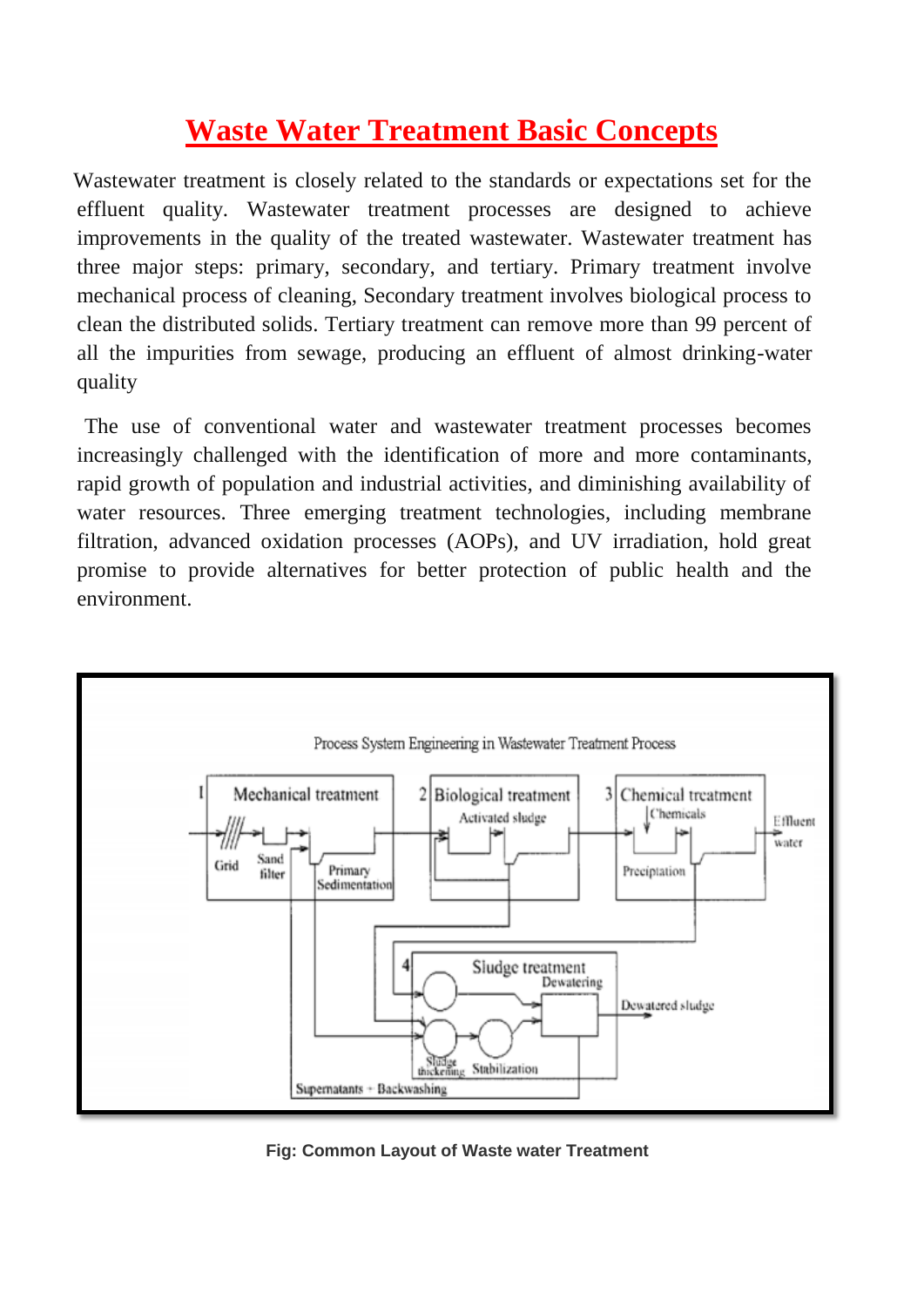# Waste Water Treatment Basic Concepts

Wastewater treatment is closely related to the standards or expectations set for the effluent quality. Wastewater treatment processes are designed to achieve improvements in the quality of the treated wastewater. Wastewater treatment has three major steps: primary, secondary, and tertiary. Primary treatment involve mechanical process of cleaning, Secondary treatment involves biological process to clean the distributed solids. Tertiary treatment can remove more than 99 percent of all the impurities from sewage, producing an effluent of almost drinking-water quality

The use of conventional water and wastewater treatment processes becomes increasingly challenged with the identification of more and more contaminants, rapid growth of population and industrial activities, and diminishing availability of water resources. Three emerging treatment technologies, including membrane filtration, advanced oxidation processes (AOPs), and UV irradiation, hold great promise to provide alternatives for better protection of public health and the environment.

Fig: Common Layout of Waste water Treatment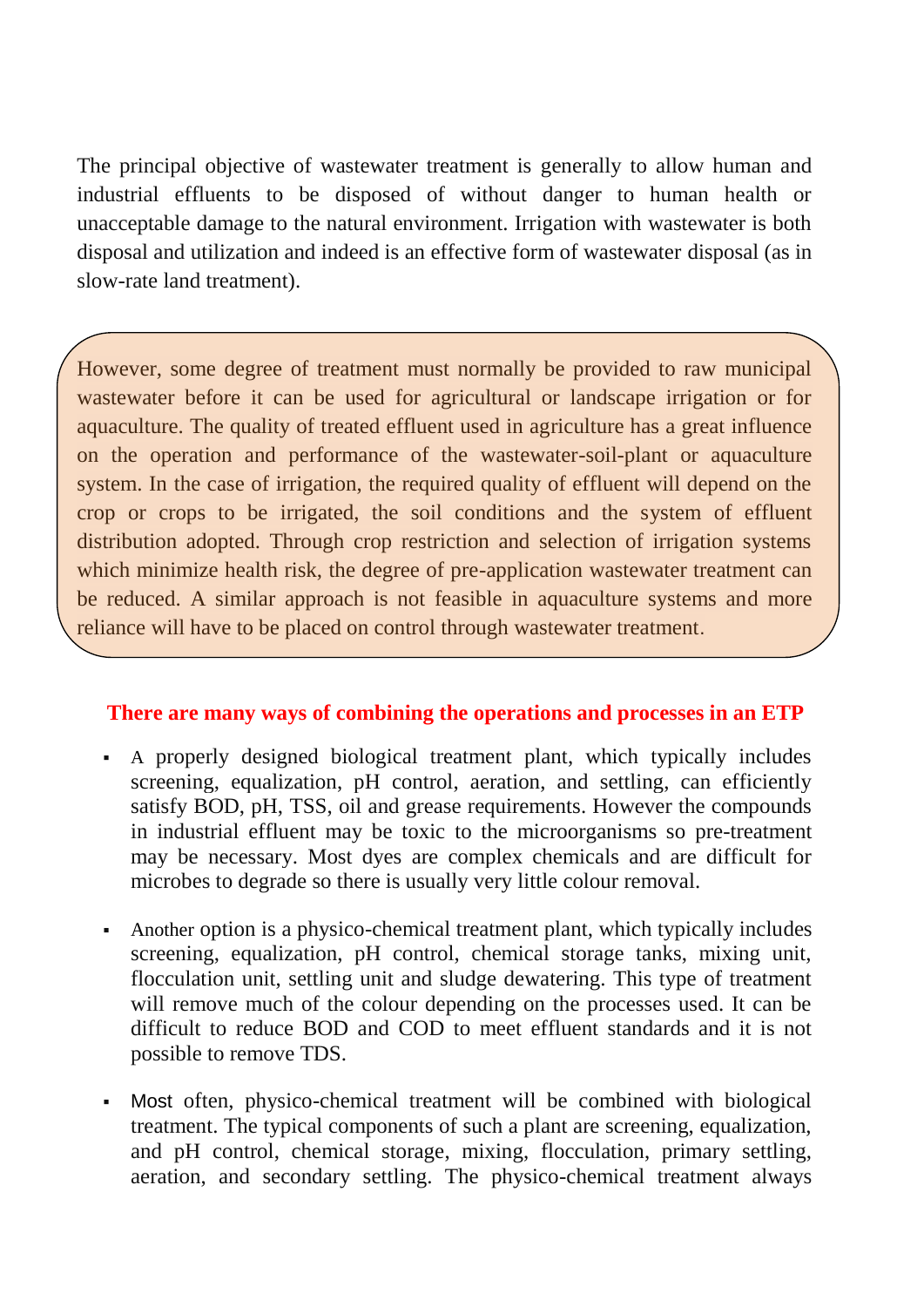The principal objective of wastewater treatment is generally to allow human and industrial effluents to be disposed of without danger to human health or unacceptable damage to the natural environment. Irrigation with wastewater is both disposal and utilization and indeed is an effective form of wastewater disposal (as in slow-rate land treatment).

However, some degree of treatment must normally be provided to raw municipal wastewater before it can be used for agricultural or landscape irrigation or for aquaculture. The quality of treated effluent used in agriculture has a great influence on the operation and performance of the wastewater-soil-plant or aquaculture system. In the case of irrigation, the required quality of effluent will depend on the crop or crops to be irrigated, the soil conditions and the system of effluent distribution adopted. Through crop restriction and selection of irrigation systems which minimize health risk, the degree of pre-application wastewater treatment can be reduced. A similar approach is not feasible in aquaculture systems and more reliance will have to be placed on control through wastewater treatment.

**There are many ways of combining the operations and processes in an ETP**

- A properly designed biological treatment plant, which typically includes screening, equalization, pH control, aeration, and settling, can efficiently satisfy BOD, pH, TSS, oil and grease requirements. However the compounds in industrial effluent may be toxic to the microorganisms so pre-treatment may be necessary. Most dyes are complex chemicals and are difficult for microbes to degrade so there is usually very little colour removal.

- Another option is a physico-chemical treatment plant, which typically includes screening, equalization, pH control, chemical storage tanks, mixing unit, flocculation unit, settling unit and sludge dewatering. This type of treatment will remove much of the colour depending on the processes used. It can be difficult to reduce BOD and COD to meet effluent standards and it is not possible to remove TDS.

- Most often, physico-chemical treatment will be combined with biological treatment. The typical components of such a plant are screening, equalization, and pH control, chemical storage, mixing, flocculation, primary settling, aeration, and secondary settling. The physico-chemical treatment always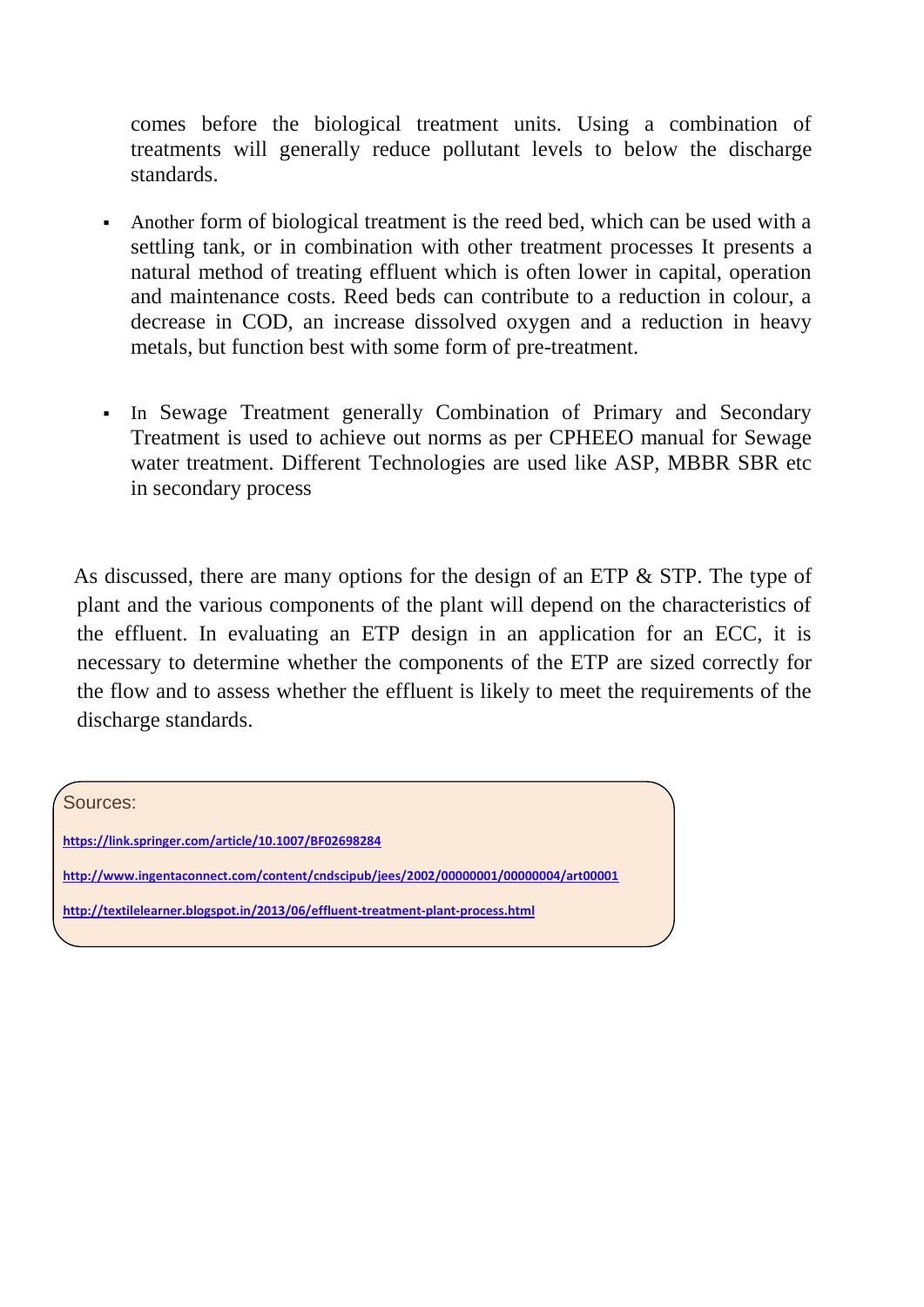comes before the biological treatment units. Using a combination of treatments will generally reduce pollutant levels to below the discharge standards.

- Another form of biological treatment is the reed bed, which can be used with a settling tank, or in combination with other treatment processes It presents a natural method of treating effluent which is often lower in capital, operation and maintenance costs. Reed beds can contribute to a reduction in colour, a decrease in COD, an increase dissolved oxygen and a reduction in heavy metals, but function best with some form of pre-treatment.

- In Sewage Treatment generally Combination of Primary and Secondary Treatment is used to achieve out norms as per CPHEEO manual for Sewage water treatment. Different Technologies are used like ASP, MBBR SBR etc in secondary process

As discussed, there are many options for the design of an ETP & STP. The type of plant and the various components of the plant will depend on the characteristics of the effluent. In evaluating an ETP design in an application for an ECC, it is necessary to determine whether the components of the ETP are sized correctly for the flow and to assess whether the effluent is likely to meet the requirements of the discharge standards.

Sources:

https://link.springer.com/article/10.1007/BF02698284

http://www.ingentaconnect.com/content/cndscipub/jees/2002/00000001/00000004/art00001

http://textilelearner.blogspot.in/2013/06/effluent-treatment-plant-process.html